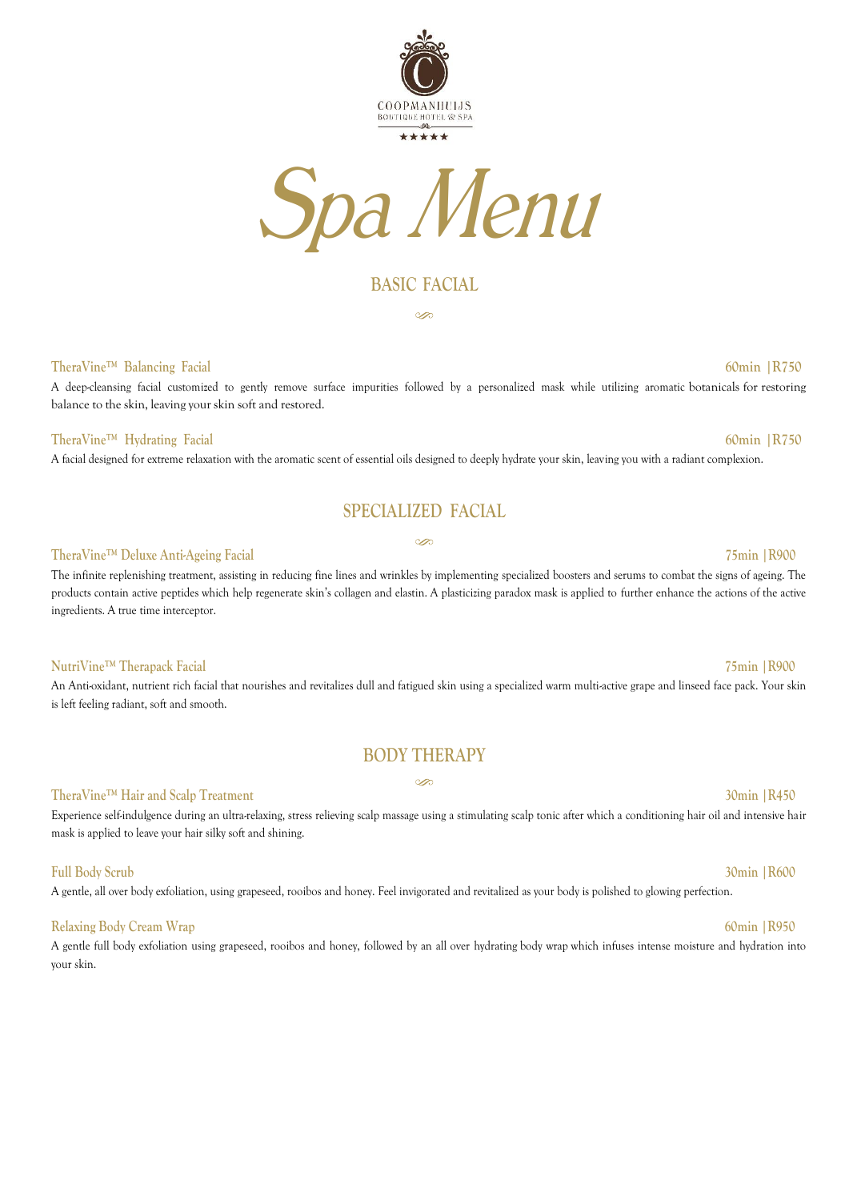COOPMANHUIJS
BOUTIQUE HOTEL & SPA
★★★★★

# Spa Menu

## BASIC FACIAL

### TheraVine™ Balancing Facial — 60min | R750

A deep-cleansing facial customized to gently remove surface impurities followed by a personalized mask while utilizing aromatic botanicals for restoring balance to the skin, leaving your skin soft and restored.

### TheraVine™ Hydrating Facial — 60min | R750

A facial designed for extreme relaxation with the aromatic scent of essential oils designed to deeply hydrate your skin, leaving you with a radiant complexion.

## SPECIALIZED FACIAL

### TheraVine™ Deluxe Anti-Ageing Facial — 75min | R900

The infinite replenishing treatment, assisting in reducing fine lines and wrinkles by implementing specialized boosters and serums to combat the signs of ageing. The products contain active peptides which help regenerate skin's collagen and elastin. A plasticizing paradox mask is applied to further enhance the actions of the active ingredients. A true time interceptor.

### NutriVine™ Therapack Facial — 75min | R900

An Anti-oxidant, nutrient rich facial that nourishes and revitalizes dull and fatigued skin using a specialized warm multi-active grape and linseed face pack. Your skin is left feeling radiant, soft and smooth.

## BODY THERAPY

### TheraVine™ Hair and Scalp Treatment — 30min | R450

Experience self-indulgence during an ultra-relaxing, stress relieving scalp massage using a stimulating scalp tonic after which a conditioning hair oil and intensive hair mask is applied to leave your hair silky soft and shining.

### Full Body Scrub — 30min | R600

A gentle, all over body exfoliation, using grapeseed, rooibos and honey. Feel invigorated and revitalized as your body is polished to glowing perfection.

### Relaxing Body Cream Wrap — 60min | R950

A gentle full body exfoliation using grapeseed, rooibos and honey, followed by an all over hydrating body wrap which infuses intense moisture and hydration into your skin.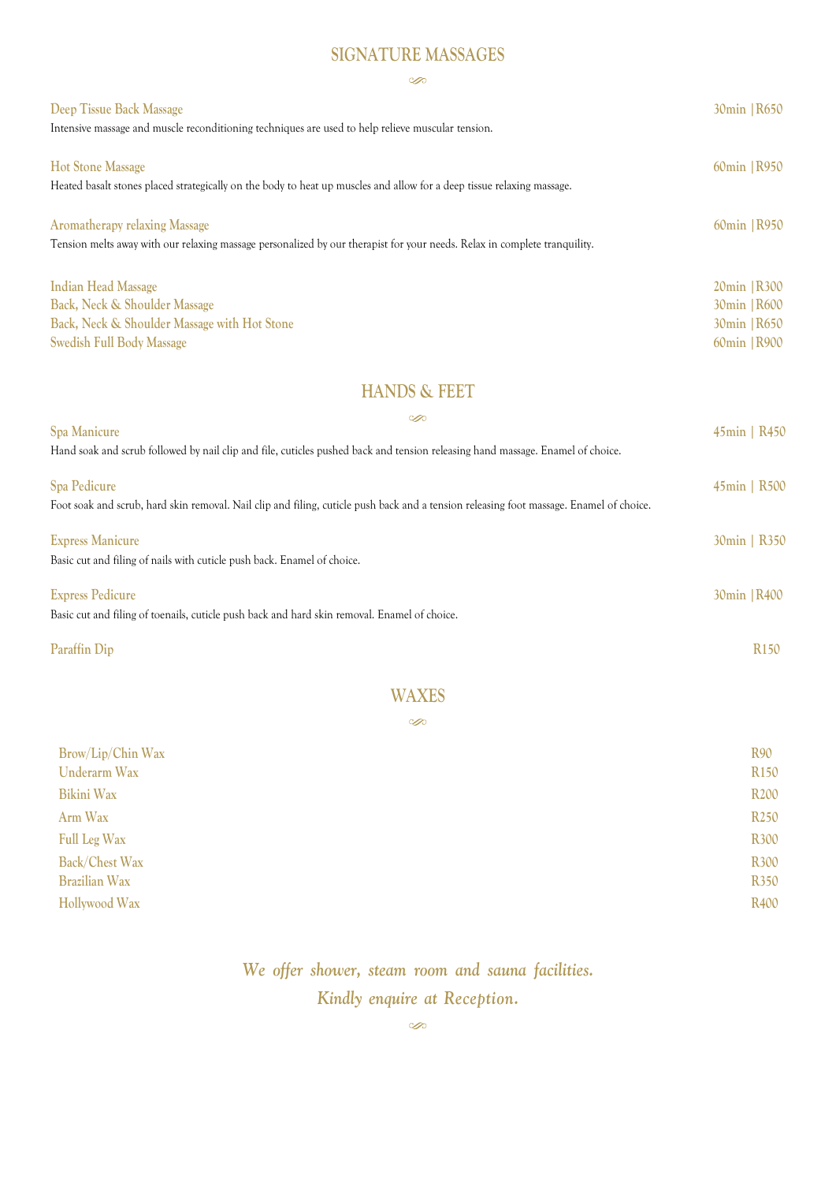## SIGNATURE MASSAGES

**Deep Tissue Back Massage** — 30min | R650

Intensive massage and muscle reconditioning techniques are used to help relieve muscular tension.

**Hot Stone Massage** — 60min | R950

Heated basalt stones placed strategically on the body to heat up muscles and allow for a deep tissue relaxing massage.

**Aromatherapy relaxing Massage** — 60min | R950

Tension melts away with our relaxing massage personalized by our therapist for your needs. Relax in complete tranquility.

| | |
|---|---|
| Indian Head Massage | 20min | R300 |
| Back, Neck & Shoulder Massage | 30min | R600 |
| Back, Neck & Shoulder Massage with Hot Stone | 30min | R650 |
| Swedish Full Body Massage | 60min | R900 |

## HANDS & FEET

**Spa Manicure** — 45min | R450

Hand soak and scrub followed by nail clip and file, cuticles pushed back and tension releasing hand massage. Enamel of choice.

**Spa Pedicure** — 45min | R500

Foot soak and scrub, hard skin removal. Nail clip and filing, cuticle push back and a tension releasing foot massage. Enamel of choice.

**Express Manicure** — 30min | R350

Basic cut and filing of nails with cuticle push back. Enamel of choice.

**Express Pedicure** — 30min | R400

Basic cut and filing of toenails, cuticle push back and hard skin removal. Enamel of choice.

**Paraffin Dip** — R150

## WAXES

| | |
|---|---|
| Brow/Lip/Chin Wax | R90 |
| Underarm Wax | R150 |
| Bikini Wax | R200 |
| Arm Wax | R250 |
| Full Leg Wax | R300 |
| Back/Chest Wax | R300 |
| Brazilian Wax | R350 |
| Hollywood Wax | R400 |

*We offer shower, steam room and sauna facilities.*
*Kindly enquire at Reception.*